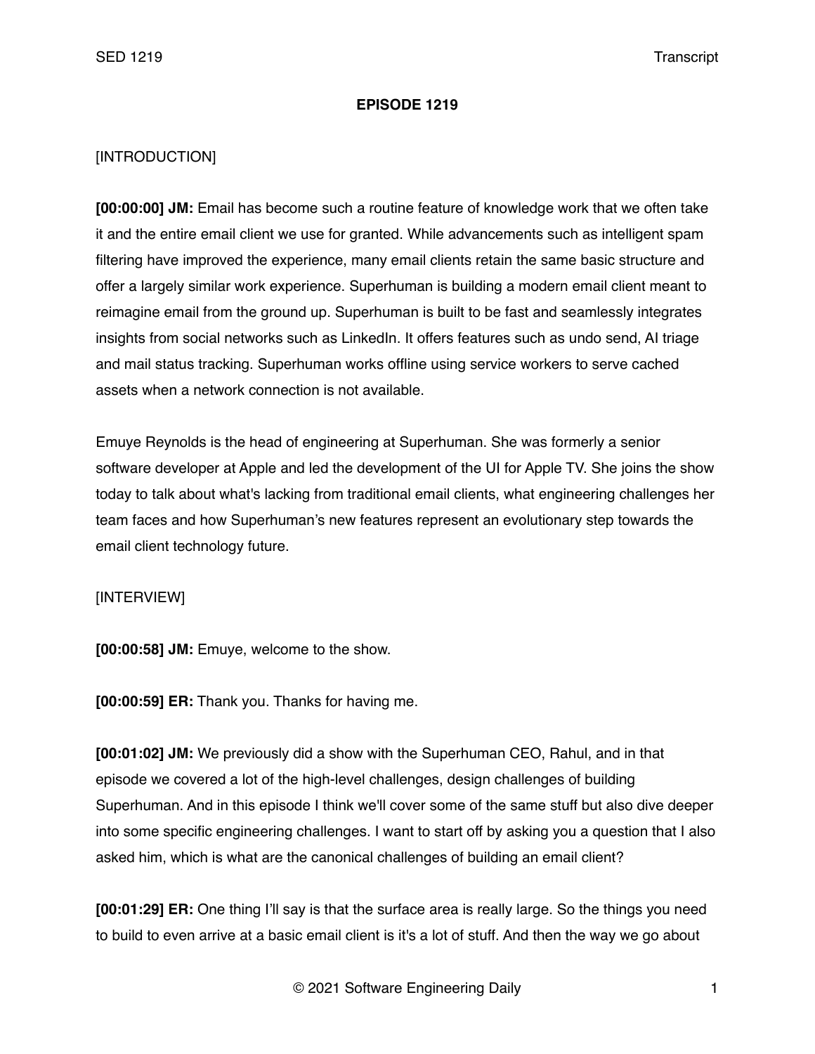**EPISODE 1219**

[INTRODUCTION]

**[00:00:00] JM:** Email has become such a routine feature of knowledge work that we often take it and the entire email client we use for granted. While advancements such as intelligent spam filtering have improved the experience, many email clients retain the same basic structure and offer a largely similar work experience. Superhuman is building a modern email client meant to reimagine email from the ground up. Superhuman is built to be fast and seamlessly integrates insights from social networks such as LinkedIn. It offers features such as undo send, AI triage and mail status tracking. Superhuman works offline using service workers to serve cached assets when a network connection is not available.

Emuye Reynolds is the head of engineering at Superhuman. She was formerly a senior software developer at Apple and led the development of the UI for Apple TV. She joins the show today to talk about what's lacking from traditional email clients, what engineering challenges her team faces and how Superhuman's new features represent an evolutionary step towards the email client technology future.

[INTERVIEW]

**[00:00:58] JM:** Emuye, welcome to the show.

**[00:00:59] ER:** Thank you. Thanks for having me.

**[00:01:02] JM:** We previously did a show with the Superhuman CEO, Rahul, and in that episode we covered a lot of the high-level challenges, design challenges of building Superhuman. And in this episode I think we'll cover some of the same stuff but also dive deeper into some specific engineering challenges. I want to start off by asking you a question that I also asked him, which is what are the canonical challenges of building an email client?

**[00:01:29] ER:** One thing I'll say is that the surface area is really large. So the things you need to build to even arrive at a basic email client is it's a lot of stuff. And then the way we go about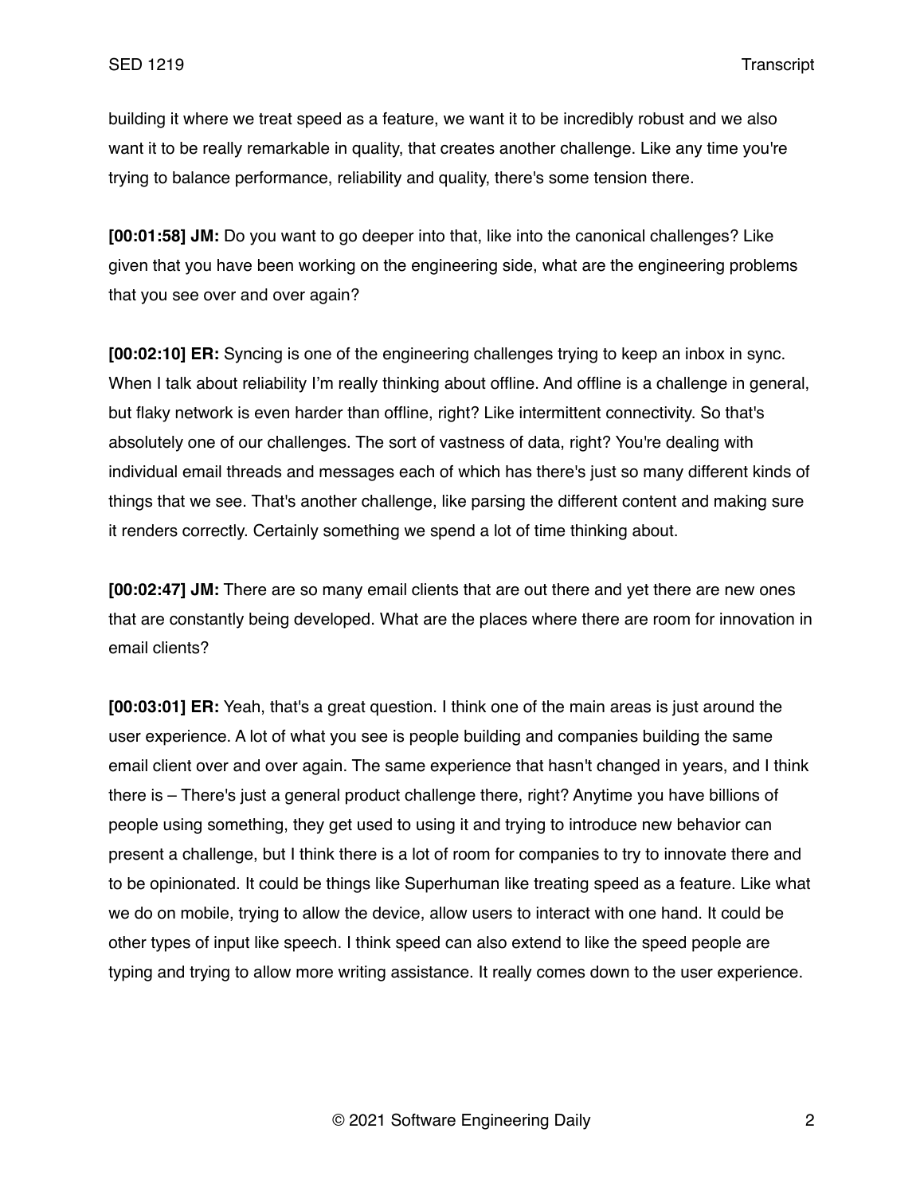building it where we treat speed as a feature, we want it to be incredibly robust and we also want it to be really remarkable in quality, that creates another challenge. Like any time you're trying to balance performance, reliability and quality, there's some tension there.

**[00:01:58] JM:** Do you want to go deeper into that, like into the canonical challenges? Like given that you have been working on the engineering side, what are the engineering problems that you see over and over again?

**[00:02:10] ER:** Syncing is one of the engineering challenges trying to keep an inbox in sync. When I talk about reliability I'm really thinking about offline. And offline is a challenge in general, but flaky network is even harder than offline, right? Like intermittent connectivity. So that's absolutely one of our challenges. The sort of vastness of data, right? You're dealing with individual email threads and messages each of which has there's just so many different kinds of things that we see. That's another challenge, like parsing the different content and making sure it renders correctly. Certainly something we spend a lot of time thinking about.

**[00:02:47] JM:** There are so many email clients that are out there and yet there are new ones that are constantly being developed. What are the places where there are room for innovation in email clients?

**[00:03:01] ER:** Yeah, that's a great question. I think one of the main areas is just around the user experience. A lot of what you see is people building and companies building the same email client over and over again. The same experience that hasn't changed in years, and I think there is – There's just a general product challenge there, right? Anytime you have billions of people using something, they get used to using it and trying to introduce new behavior can present a challenge, but I think there is a lot of room for companies to try to innovate there and to be opinionated. It could be things like Superhuman like treating speed as a feature. Like what we do on mobile, trying to allow the device, allow users to interact with one hand. It could be other types of input like speech. I think speed can also extend to like the speed people are typing and trying to allow more writing assistance. It really comes down to the user experience.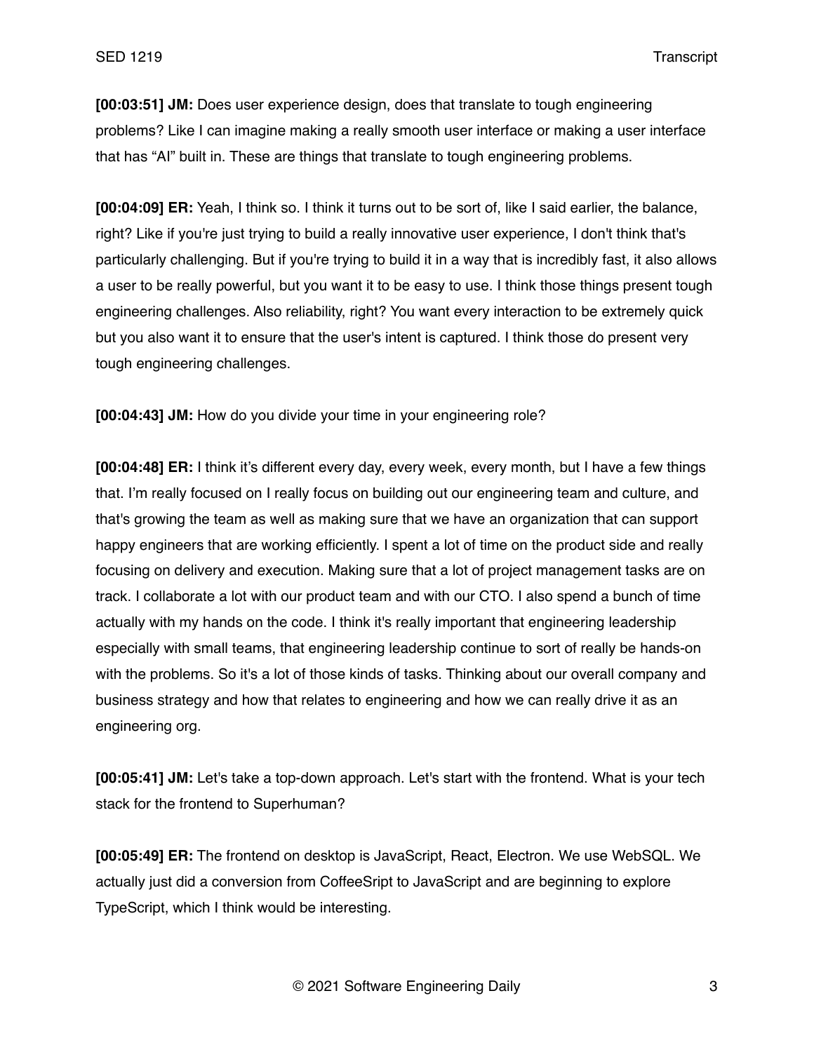**[00:03:51] JM:** Does user experience design, does that translate to tough engineering problems? Like I can imagine making a really smooth user interface or making a user interface that has “AI” built in. These are things that translate to tough engineering problems.

**[00:04:09] ER:** Yeah, I think so. I think it turns out to be sort of, like I said earlier, the balance, right? Like if you're just trying to build a really innovative user experience, I don't think that's particularly challenging. But if you're trying to build it in a way that is incredibly fast, it also allows a user to be really powerful, but you want it to be easy to use. I think those things present tough engineering challenges. Also reliability, right? You want every interaction to be extremely quick but you also want it to ensure that the user's intent is captured. I think those do present very tough engineering challenges.

**[00:04:43] JM:** How do you divide your time in your engineering role?

**[00:04:48] ER:** I think it’s different every day, every week, every month, but I have a few things that. I’m really focused on I really focus on building out our engineering team and culture, and that's growing the team as well as making sure that we have an organization that can support happy engineers that are working efficiently. I spent a lot of time on the product side and really focusing on delivery and execution. Making sure that a lot of project management tasks are on track. I collaborate a lot with our product team and with our CTO. I also spend a bunch of time actually with my hands on the code. I think it's really important that engineering leadership especially with small teams, that engineering leadership continue to sort of really be hands-on with the problems. So it's a lot of those kinds of tasks. Thinking about our overall company and business strategy and how that relates to engineering and how we can really drive it as an engineering org.

**[00:05:41] JM:** Let's take a top-down approach. Let's start with the frontend. What is your tech stack for the frontend to Superhuman?

**[00:05:49] ER:** The frontend on desktop is JavaScript, React, Electron. We use WebSQL. We actually just did a conversion from CoffeeSript to JavaScript and are beginning to explore TypeScript, which I think would be interesting.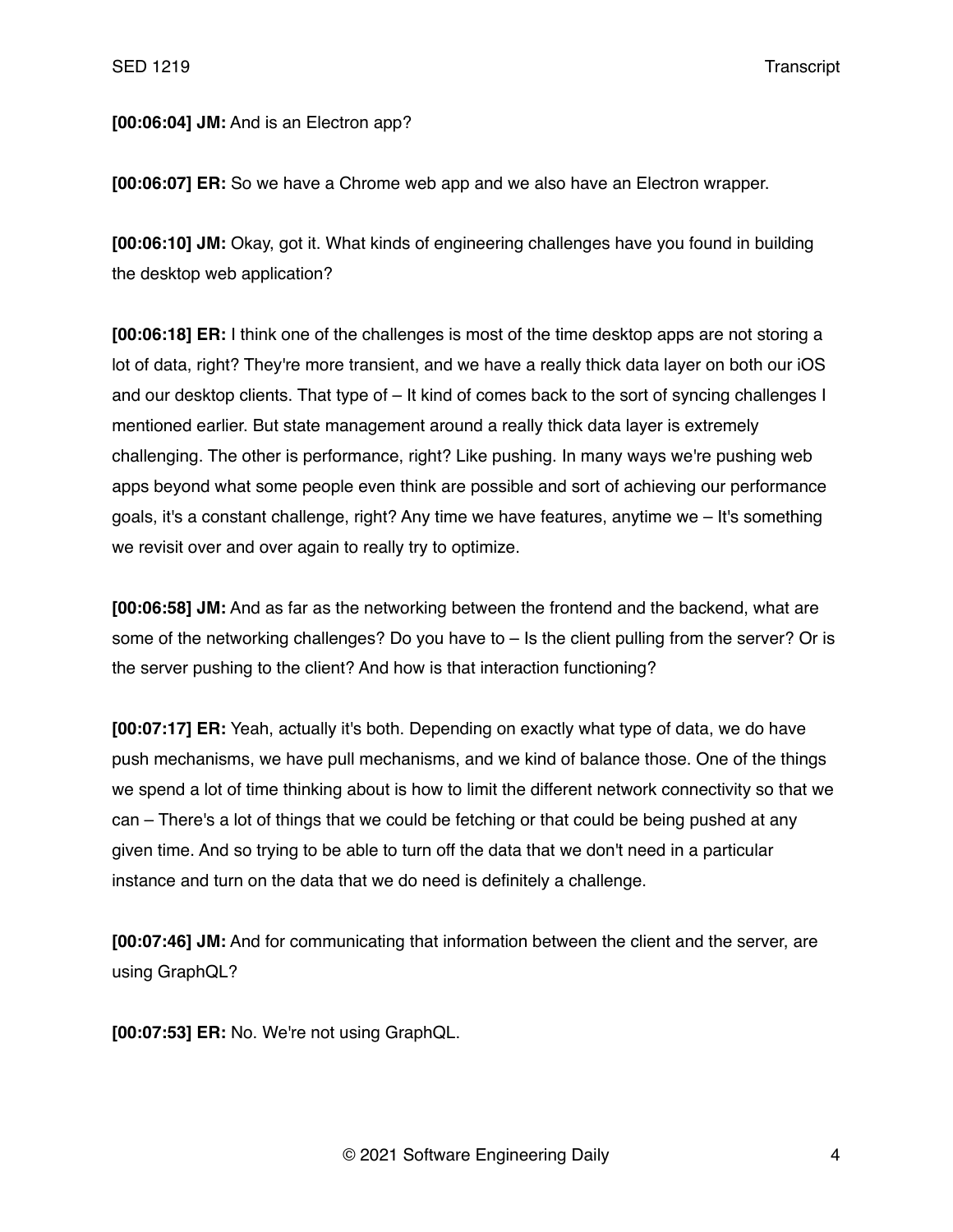**[00:06:04] JM:** And is an Electron app?

**[00:06:07] ER:** So we have a Chrome web app and we also have an Electron wrapper.

**[00:06:10] JM:** Okay, got it. What kinds of engineering challenges have you found in building the desktop web application?

**[00:06:18] ER:** I think one of the challenges is most of the time desktop apps are not storing a lot of data, right? They're more transient, and we have a really thick data layer on both our iOS and our desktop clients. That type of – It kind of comes back to the sort of syncing challenges I mentioned earlier. But state management around a really thick data layer is extremely challenging. The other is performance, right? Like pushing. In many ways we're pushing web apps beyond what some people even think are possible and sort of achieving our performance goals, it's a constant challenge, right? Any time we have features, anytime we – It's something we revisit over and over again to really try to optimize.

**[00:06:58] JM:** And as far as the networking between the frontend and the backend, what are some of the networking challenges? Do you have to – Is the client pulling from the server? Or is the server pushing to the client? And how is that interaction functioning?

**[00:07:17] ER:** Yeah, actually it's both. Depending on exactly what type of data, we do have push mechanisms, we have pull mechanisms, and we kind of balance those. One of the things we spend a lot of time thinking about is how to limit the different network connectivity so that we can – There's a lot of things that we could be fetching or that could be being pushed at any given time. And so trying to be able to turn off the data that we don't need in a particular instance and turn on the data that we do need is definitely a challenge.

**[00:07:46] JM:** And for communicating that information between the client and the server, are using GraphQL?

**[00:07:53] ER:** No. We're not using GraphQL.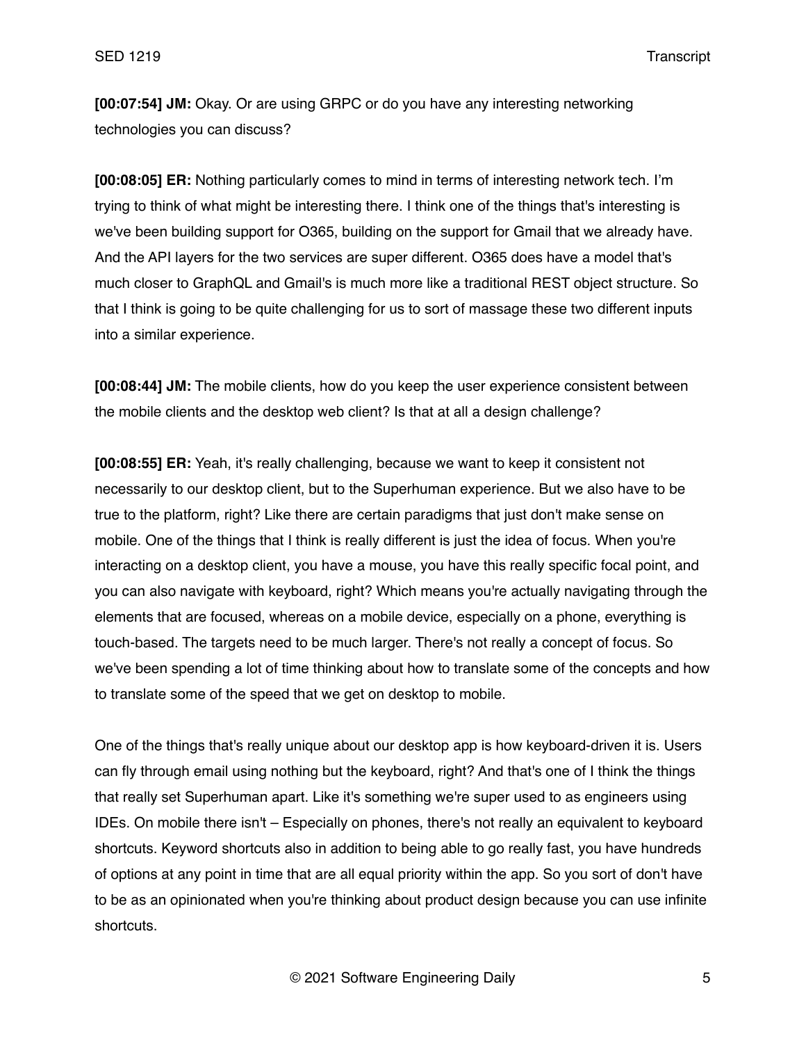**[00:07:54] JM:** Okay. Or are using GRPC or do you have any interesting networking technologies you can discuss?

**[00:08:05] ER:** Nothing particularly comes to mind in terms of interesting network tech. I'm trying to think of what might be interesting there. I think one of the things that's interesting is we've been building support for O365, building on the support for Gmail that we already have. And the API layers for the two services are super different. O365 does have a model that's much closer to GraphQL and Gmail's is much more like a traditional REST object structure. So that I think is going to be quite challenging for us to sort of massage these two different inputs into a similar experience.

**[00:08:44] JM:** The mobile clients, how do you keep the user experience consistent between the mobile clients and the desktop web client? Is that at all a design challenge?

**[00:08:55] ER:** Yeah, it's really challenging, because we want to keep it consistent not necessarily to our desktop client, but to the Superhuman experience. But we also have to be true to the platform, right? Like there are certain paradigms that just don't make sense on mobile. One of the things that I think is really different is just the idea of focus. When you're interacting on a desktop client, you have a mouse, you have this really specific focal point, and you can also navigate with keyboard, right? Which means you're actually navigating through the elements that are focused, whereas on a mobile device, especially on a phone, everything is touch-based. The targets need to be much larger. There's not really a concept of focus. So we've been spending a lot of time thinking about how to translate some of the concepts and how to translate some of the speed that we get on desktop to mobile.

One of the things that's really unique about our desktop app is how keyboard-driven it is. Users can fly through email using nothing but the keyboard, right? And that's one of I think the things that really set Superhuman apart. Like it's something we're super used to as engineers using IDEs. On mobile there isn't – Especially on phones, there's not really an equivalent to keyboard shortcuts. Keyword shortcuts also in addition to being able to go really fast, you have hundreds of options at any point in time that are all equal priority within the app. So you sort of don't have to be as an opinionated when you're thinking about product design because you can use infinite shortcuts.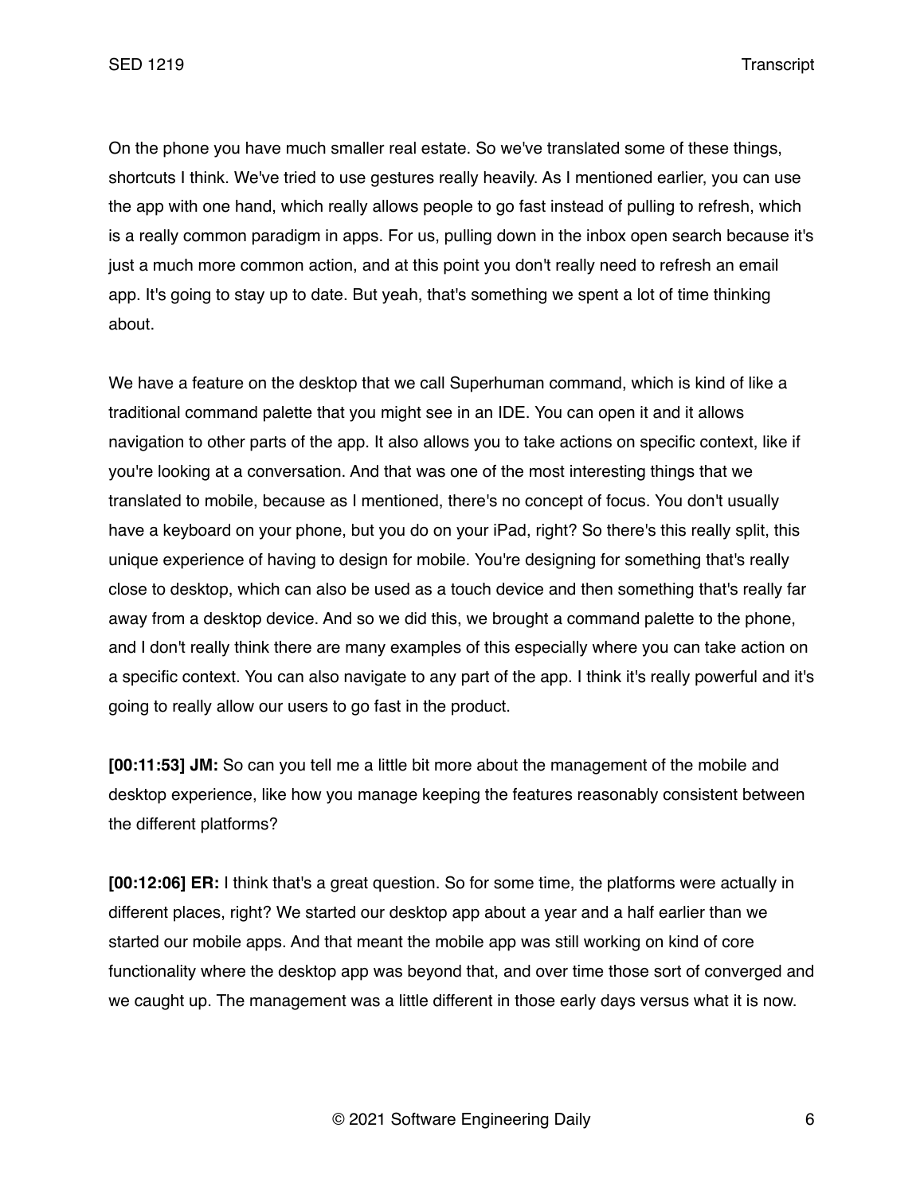On the phone you have much smaller real estate. So we've translated some of these things, shortcuts I think. We've tried to use gestures really heavily. As I mentioned earlier, you can use the app with one hand, which really allows people to go fast instead of pulling to refresh, which is a really common paradigm in apps. For us, pulling down in the inbox open search because it's just a much more common action, and at this point you don't really need to refresh an email app. It's going to stay up to date. But yeah, that's something we spent a lot of time thinking about.

We have a feature on the desktop that we call Superhuman command, which is kind of like a traditional command palette that you might see in an IDE. You can open it and it allows navigation to other parts of the app. It also allows you to take actions on specific context, like if you're looking at a conversation. And that was one of the most interesting things that we translated to mobile, because as I mentioned, there's no concept of focus. You don't usually have a keyboard on your phone, but you do on your iPad, right? So there's this really split, this unique experience of having to design for mobile. You're designing for something that's really close to desktop, which can also be used as a touch device and then something that's really far away from a desktop device. And so we did this, we brought a command palette to the phone, and I don't really think there are many examples of this especially where you can take action on a specific context. You can also navigate to any part of the app. I think it's really powerful and it's going to really allow our users to go fast in the product.

**[00:11:53] JM:** So can you tell me a little bit more about the management of the mobile and desktop experience, like how you manage keeping the features reasonably consistent between the different platforms?

**[00:12:06] ER:** I think that's a great question. So for some time, the platforms were actually in different places, right? We started our desktop app about a year and a half earlier than we started our mobile apps. And that meant the mobile app was still working on kind of core functionality where the desktop app was beyond that, and over time those sort of converged and we caught up. The management was a little different in those early days versus what it is now.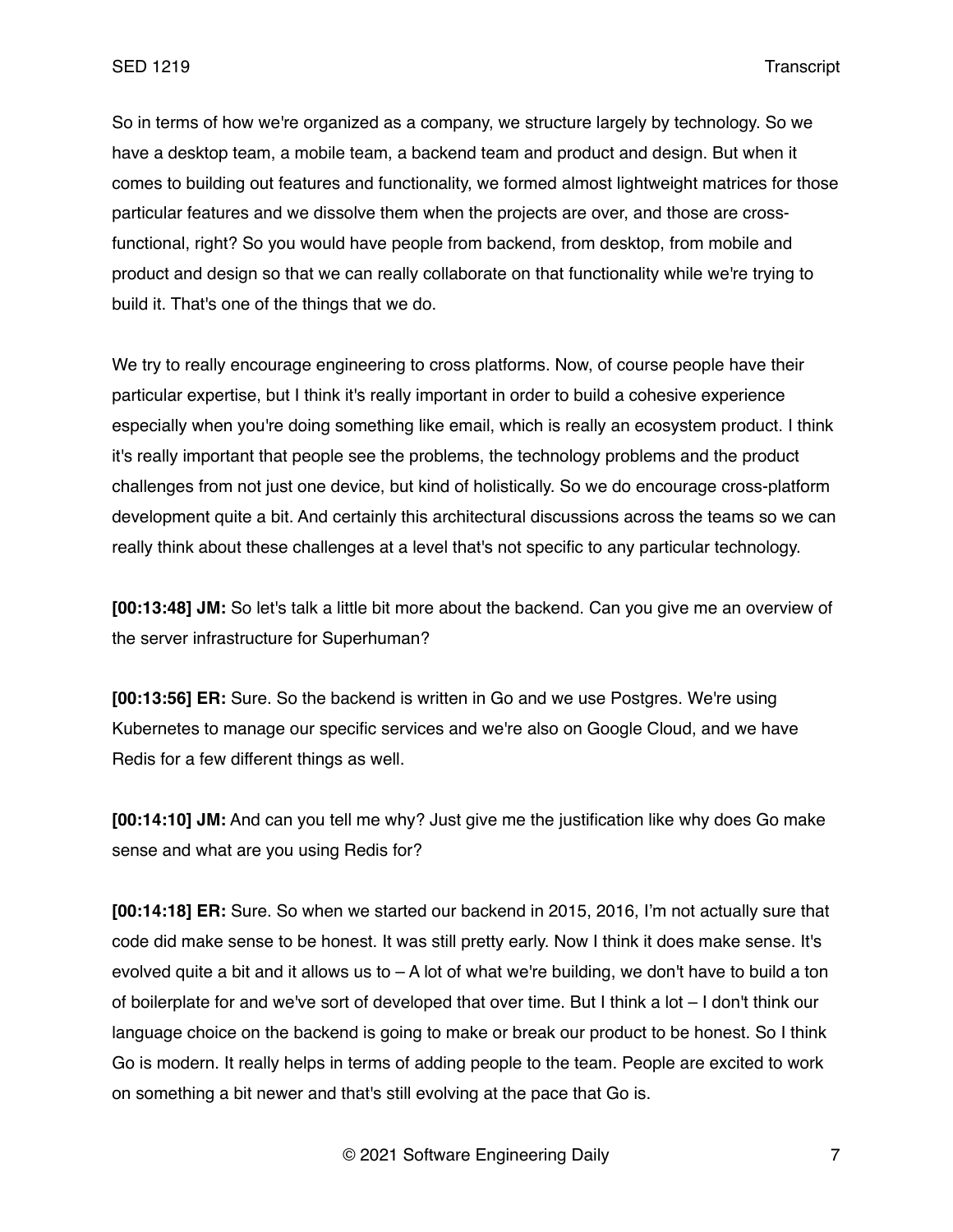So in terms of how we're organized as a company, we structure largely by technology. So we have a desktop team, a mobile team, a backend team and product and design. But when it comes to building out features and functionality, we formed almost lightweight matrices for those particular features and we dissolve them when the projects are over, and those are cross-functional, right? So you would have people from backend, from desktop, from mobile and product and design so that we can really collaborate on that functionality while we're trying to build it. That's one of the things that we do.

We try to really encourage engineering to cross platforms. Now, of course people have their particular expertise, but I think it's really important in order to build a cohesive experience especially when you're doing something like email, which is really an ecosystem product. I think it's really important that people see the problems, the technology problems and the product challenges from not just one device, but kind of holistically. So we do encourage cross-platform development quite a bit. And certainly this architectural discussions across the teams so we can really think about these challenges at a level that's not specific to any particular technology.

**[00:13:48] JM:** So let's talk a little bit more about the backend. Can you give me an overview of the server infrastructure for Superhuman?

**[00:13:56] ER:** Sure. So the backend is written in Go and we use Postgres. We're using Kubernetes to manage our specific services and we're also on Google Cloud, and we have Redis for a few different things as well.

**[00:14:10] JM:** And can you tell me why? Just give me the justification like why does Go make sense and what are you using Redis for?

**[00:14:18] ER:** Sure. So when we started our backend in 2015, 2016, I'm not actually sure that code did make sense to be honest. It was still pretty early. Now I think it does make sense. It's evolved quite a bit and it allows us to – A lot of what we're building, we don't have to build a ton of boilerplate for and we've sort of developed that over time. But I think a lot – I don't think our language choice on the backend is going to make or break our product to be honest. So I think Go is modern. It really helps in terms of adding people to the team. People are excited to work on something a bit newer and that's still evolving at the pace that Go is.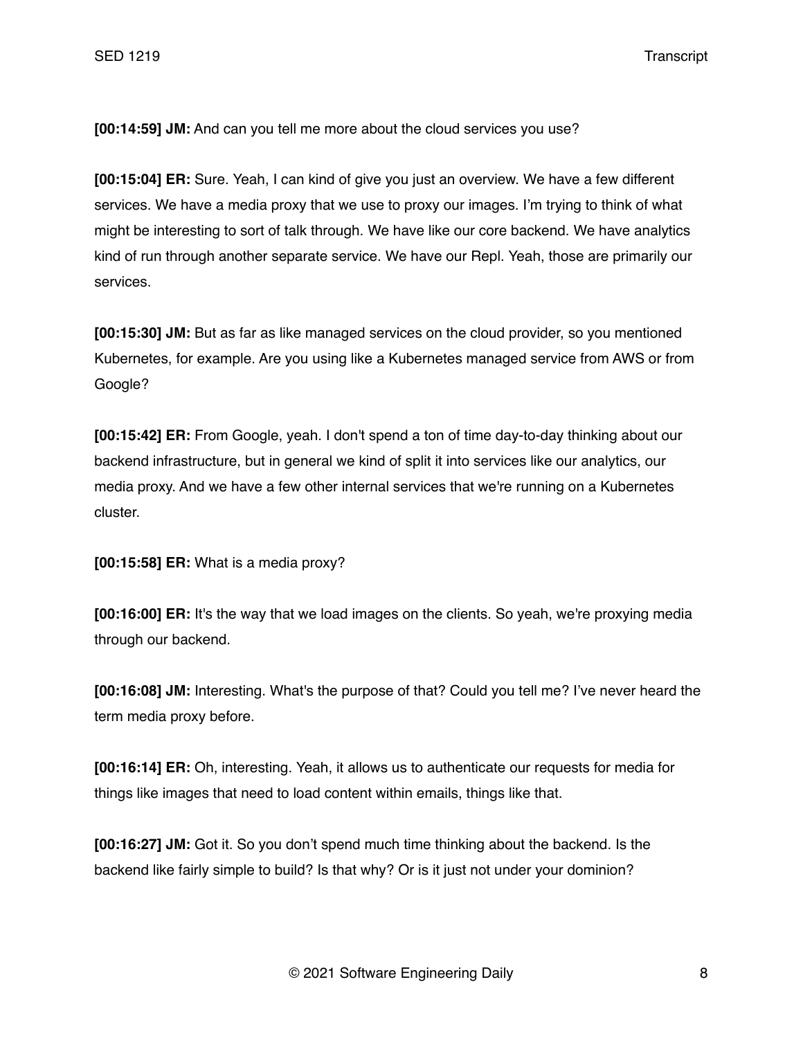**[00:14:59] JM:** And can you tell me more about the cloud services you use?

**[00:15:04] ER:** Sure. Yeah, I can kind of give you just an overview. We have a few different services. We have a media proxy that we use to proxy our images. I'm trying to think of what might be interesting to sort of talk through. We have like our core backend. We have analytics kind of run through another separate service. We have our Repl. Yeah, those are primarily our services.

**[00:15:30] JM:** But as far as like managed services on the cloud provider, so you mentioned Kubernetes, for example. Are you using like a Kubernetes managed service from AWS or from Google?

**[00:15:42] ER:** From Google, yeah. I don't spend a ton of time day-to-day thinking about our backend infrastructure, but in general we kind of split it into services like our analytics, our media proxy. And we have a few other internal services that we're running on a Kubernetes cluster.

**[00:15:58] ER:** What is a media proxy?

**[00:16:00] ER:** It's the way that we load images on the clients. So yeah, we're proxying media through our backend.

**[00:16:08] JM:** Interesting. What's the purpose of that? Could you tell me? I've never heard the term media proxy before.

**[00:16:14] ER:** Oh, interesting. Yeah, it allows us to authenticate our requests for media for things like images that need to load content within emails, things like that.

**[00:16:27] JM:** Got it. So you don't spend much time thinking about the backend. Is the backend like fairly simple to build? Is that why? Or is it just not under your dominion?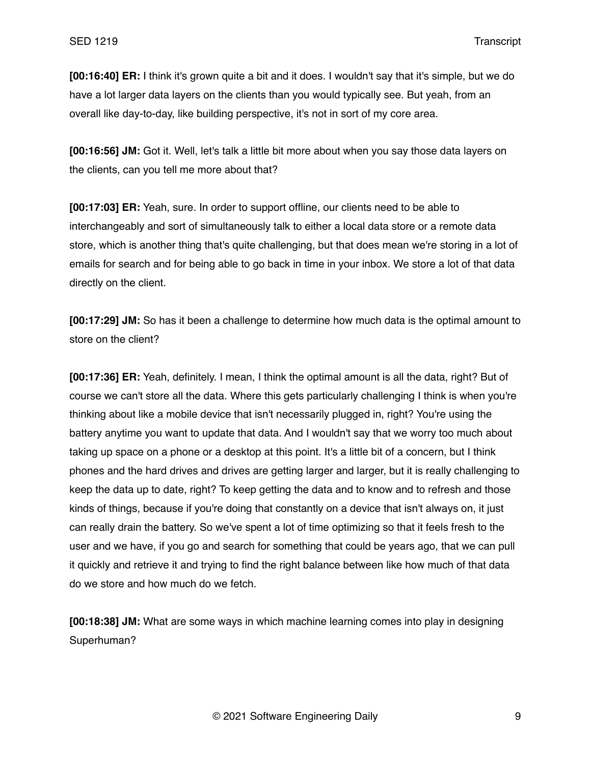**[00:16:40] ER:** I think it's grown quite a bit and it does. I wouldn't say that it's simple, but we do have a lot larger data layers on the clients than you would typically see. But yeah, from an overall like day-to-day, like building perspective, it's not in sort of my core area.

**[00:16:56] JM:** Got it. Well, let's talk a little bit more about when you say those data layers on the clients, can you tell me more about that?

**[00:17:03] ER:** Yeah, sure. In order to support offline, our clients need to be able to interchangeably and sort of simultaneously talk to either a local data store or a remote data store, which is another thing that's quite challenging, but that does mean we're storing in a lot of emails for search and for being able to go back in time in your inbox. We store a lot of that data directly on the client.

**[00:17:29] JM:** So has it been a challenge to determine how much data is the optimal amount to store on the client?

**[00:17:36] ER:** Yeah, definitely. I mean, I think the optimal amount is all the data, right? But of course we can't store all the data. Where this gets particularly challenging I think is when you're thinking about like a mobile device that isn't necessarily plugged in, right? You're using the battery anytime you want to update that data. And I wouldn't say that we worry too much about taking up space on a phone or a desktop at this point. It's a little bit of a concern, but I think phones and the hard drives and drives are getting larger and larger, but it is really challenging to keep the data up to date, right? To keep getting the data and to know and to refresh and those kinds of things, because if you're doing that constantly on a device that isn't always on, it just can really drain the battery. So we've spent a lot of time optimizing so that it feels fresh to the user and we have, if you go and search for something that could be years ago, that we can pull it quickly and retrieve it and trying to find the right balance between like how much of that data do we store and how much do we fetch.

**[00:18:38] JM:** What are some ways in which machine learning comes into play in designing Superhuman?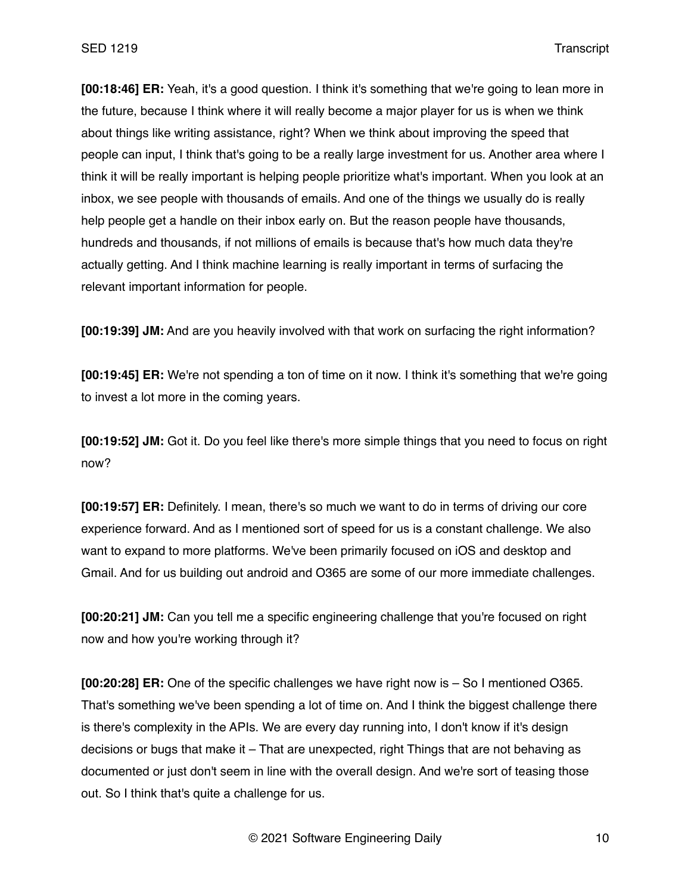**[00:18:46] ER:** Yeah, it's a good question. I think it's something that we're going to lean more in the future, because I think where it will really become a major player for us is when we think about things like writing assistance, right? When we think about improving the speed that people can input, I think that's going to be a really large investment for us. Another area where I think it will be really important is helping people prioritize what's important. When you look at an inbox, we see people with thousands of emails. And one of the things we usually do is really help people get a handle on their inbox early on. But the reason people have thousands, hundreds and thousands, if not millions of emails is because that's how much data they're actually getting. And I think machine learning is really important in terms of surfacing the relevant important information for people.

**[00:19:39] JM:** And are you heavily involved with that work on surfacing the right information?

**[00:19:45] ER:** We're not spending a ton of time on it now. I think it's something that we're going to invest a lot more in the coming years.

**[00:19:52] JM:** Got it. Do you feel like there's more simple things that you need to focus on right now?

**[00:19:57] ER:** Definitely. I mean, there's so much we want to do in terms of driving our core experience forward. And as I mentioned sort of speed for us is a constant challenge. We also want to expand to more platforms. We've been primarily focused on iOS and desktop and Gmail. And for us building out android and O365 are some of our more immediate challenges.

**[00:20:21] JM:** Can you tell me a specific engineering challenge that you're focused on right now and how you're working through it?

**[00:20:28] ER:** One of the specific challenges we have right now is – So I mentioned O365. That's something we've been spending a lot of time on. And I think the biggest challenge there is there's complexity in the APIs. We are every day running into, I don't know if it's design decisions or bugs that make it – That are unexpected, right Things that are not behaving as documented or just don't seem in line with the overall design. And we're sort of teasing those out. So I think that's quite a challenge for us.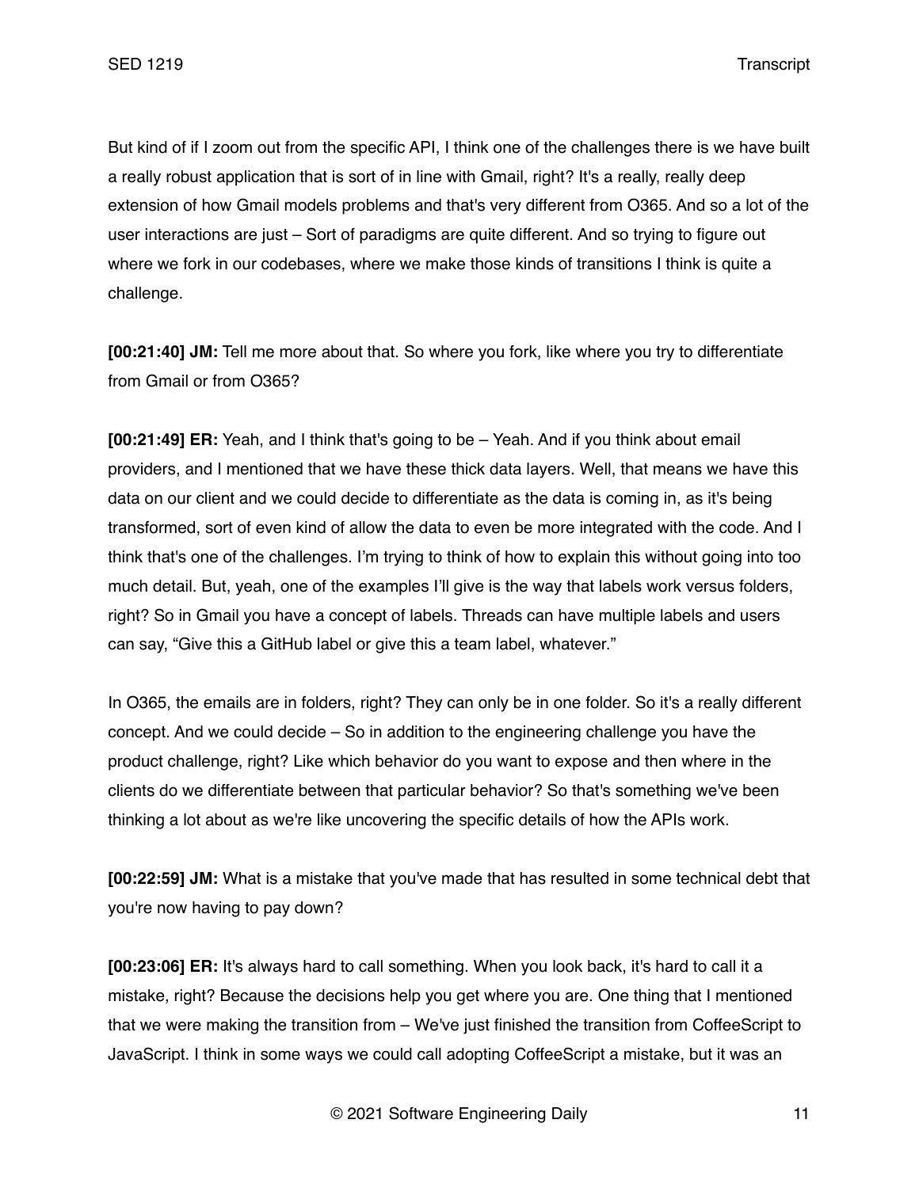But kind of if I zoom out from the specific API, I think one of the challenges there is we have built a really robust application that is sort of in line with Gmail, right? It's a really, really deep extension of how Gmail models problems and that's very different from O365. And so a lot of the user interactions are just – Sort of paradigms are quite different. And so trying to figure out where we fork in our codebases, where we make those kinds of transitions I think is quite a challenge.

**[00:21:40] JM:** Tell me more about that. So where you fork, like where you try to differentiate from Gmail or from O365?

**[00:21:49] ER:** Yeah, and I think that's going to be – Yeah. And if you think about email providers, and I mentioned that we have these thick data layers. Well, that means we have this data on our client and we could decide to differentiate as the data is coming in, as it's being transformed, sort of even kind of allow the data to even be more integrated with the code. And I think that's one of the challenges. I'm trying to think of how to explain this without going into too much detail. But, yeah, one of the examples I'll give is the way that labels work versus folders, right? So in Gmail you have a concept of labels. Threads can have multiple labels and users can say, "Give this a GitHub label or give this a team label, whatever."

In O365, the emails are in folders, right? They can only be in one folder. So it's a really different concept. And we could decide – So in addition to the engineering challenge you have the product challenge, right? Like which behavior do you want to expose and then where in the clients do we differentiate between that particular behavior? So that's something we've been thinking a lot about as we're like uncovering the specific details of how the APIs work.

**[00:22:59] JM:** What is a mistake that you've made that has resulted in some technical debt that you're now having to pay down?

**[00:23:06] ER:** It's always hard to call something. When you look back, it's hard to call it a mistake, right? Because the decisions help you get where you are. One thing that I mentioned that we were making the transition from – We've just finished the transition from CoffeeScript to JavaScript. I think in some ways we could call adopting CoffeeScript a mistake, but it was an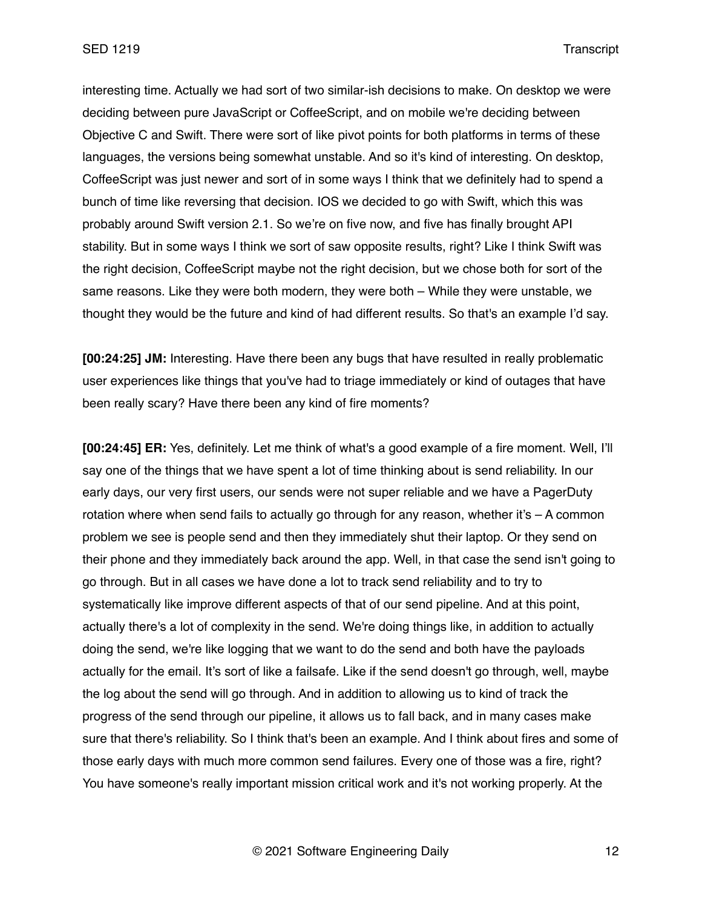interesting time. Actually we had sort of two similar-ish decisions to make. On desktop we were deciding between pure JavaScript or CoffeeScript, and on mobile we're deciding between Objective C and Swift. There were sort of like pivot points for both platforms in terms of these languages, the versions being somewhat unstable. And so it's kind of interesting. On desktop, CoffeeScript was just newer and sort of in some ways I think that we definitely had to spend a bunch of time like reversing that decision. IOS we decided to go with Swift, which this was probably around Swift version 2.1. So we're on five now, and five has finally brought API stability. But in some ways I think we sort of saw opposite results, right? Like I think Swift was the right decision, CoffeeScript maybe not the right decision, but we chose both for sort of the same reasons. Like they were both modern, they were both – While they were unstable, we thought they would be the future and kind of had different results. So that's an example I'd say.

**[00:24:25] JM:** Interesting. Have there been any bugs that have resulted in really problematic user experiences like things that you've had to triage immediately or kind of outages that have been really scary? Have there been any kind of fire moments?

**[00:24:45] ER:** Yes, definitely. Let me think of what's a good example of a fire moment. Well, I'll say one of the things that we have spent a lot of time thinking about is send reliability. In our early days, our very first users, our sends were not super reliable and we have a PagerDuty rotation where when send fails to actually go through for any reason, whether it's – A common problem we see is people send and then they immediately shut their laptop. Or they send on their phone and they immediately back around the app. Well, in that case the send isn't going to go through. But in all cases we have done a lot to track send reliability and to try to systematically like improve different aspects of that of our send pipeline. And at this point, actually there's a lot of complexity in the send. We're doing things like, in addition to actually doing the send, we're like logging that we want to do the send and both have the payloads actually for the email. It's sort of like a failsafe. Like if the send doesn't go through, well, maybe the log about the send will go through. And in addition to allowing us to kind of track the progress of the send through our pipeline, it allows us to fall back, and in many cases make sure that there's reliability. So I think that's been an example. And I think about fires and some of those early days with much more common send failures. Every one of those was a fire, right? You have someone's really important mission critical work and it's not working properly. At the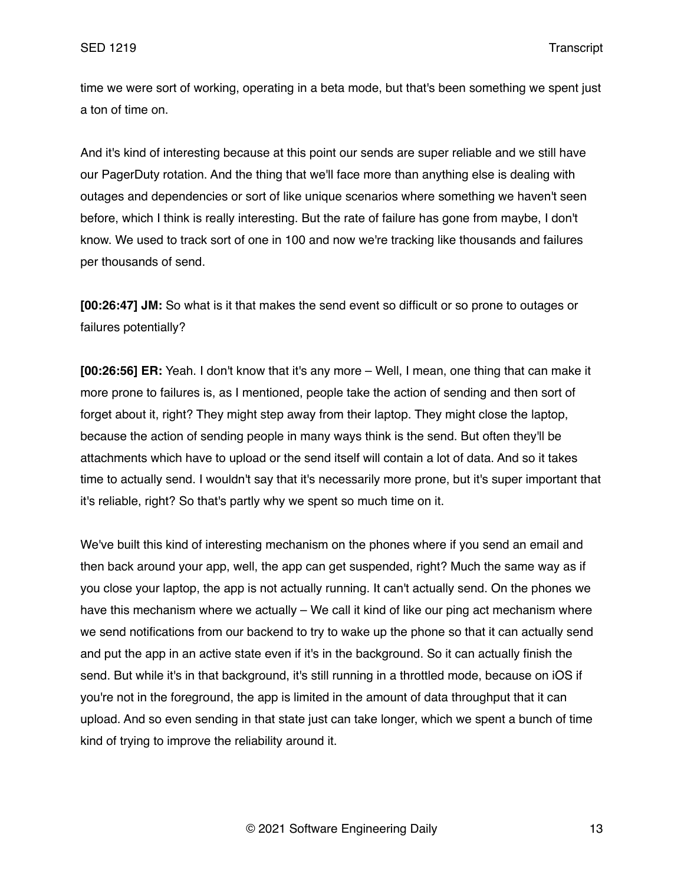time we were sort of working, operating in a beta mode, but that's been something we spent just a ton of time on.

And it's kind of interesting because at this point our sends are super reliable and we still have our PagerDuty rotation. And the thing that we'll face more than anything else is dealing with outages and dependencies or sort of like unique scenarios where something we haven't seen before, which I think is really interesting. But the rate of failure has gone from maybe, I don't know. We used to track sort of one in 100 and now we're tracking like thousands and failures per thousands of send.

**[00:26:47] JM:** So what is it that makes the send event so difficult or so prone to outages or failures potentially?

**[00:26:56] ER:** Yeah. I don't know that it's any more – Well, I mean, one thing that can make it more prone to failures is, as I mentioned, people take the action of sending and then sort of forget about it, right? They might step away from their laptop. They might close the laptop, because the action of sending people in many ways think is the send. But often they'll be attachments which have to upload or the send itself will contain a lot of data. And so it takes time to actually send. I wouldn't say that it's necessarily more prone, but it's super important that it's reliable, right? So that's partly why we spent so much time on it.

We've built this kind of interesting mechanism on the phones where if you send an email and then back around your app, well, the app can get suspended, right? Much the same way as if you close your laptop, the app is not actually running. It can't actually send. On the phones we have this mechanism where we actually – We call it kind of like our ping act mechanism where we send notifications from our backend to try to wake up the phone so that it can actually send and put the app in an active state even if it's in the background. So it can actually finish the send. But while it's in that background, it's still running in a throttled mode, because on iOS if you're not in the foreground, the app is limited in the amount of data throughput that it can upload. And so even sending in that state just can take longer, which we spent a bunch of time kind of trying to improve the reliability around it.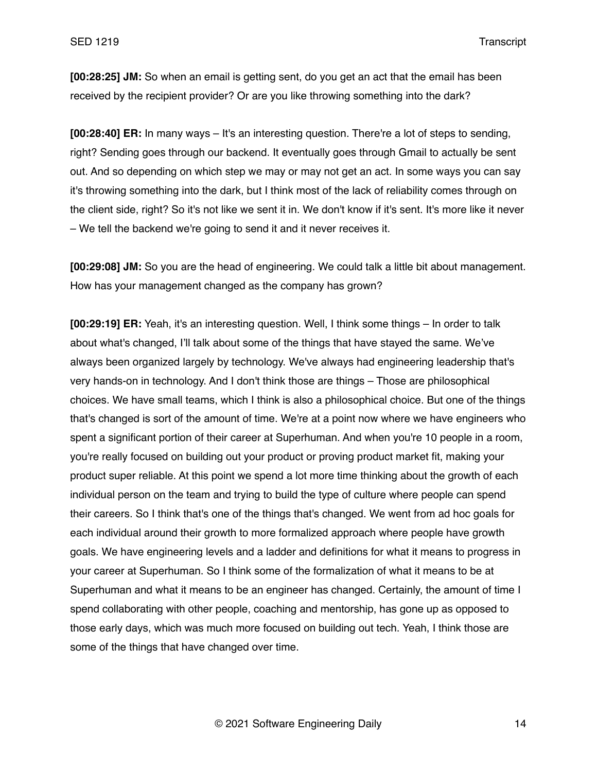**[00:28:25] JM:** So when an email is getting sent, do you get an act that the email has been received by the recipient provider? Or are you like throwing something into the dark?

**[00:28:40] ER:** In many ways – It's an interesting question. There're a lot of steps to sending, right? Sending goes through our backend. It eventually goes through Gmail to actually be sent out. And so depending on which step we may or may not get an act. In some ways you can say it's throwing something into the dark, but I think most of the lack of reliability comes through on the client side, right? So it's not like we sent it in. We don't know if it's sent. It's more like it never – We tell the backend we're going to send it and it never receives it.

**[00:29:08] JM:** So you are the head of engineering. We could talk a little bit about management. How has your management changed as the company has grown?

**[00:29:19] ER:** Yeah, it's an interesting question. Well, I think some things – In order to talk about what's changed, I'll talk about some of the things that have stayed the same. We've always been organized largely by technology. We've always had engineering leadership that's very hands-on in technology. And I don't think those are things – Those are philosophical choices. We have small teams, which I think is also a philosophical choice. But one of the things that's changed is sort of the amount of time. We're at a point now where we have engineers who spent a significant portion of their career at Superhuman. And when you're 10 people in a room, you're really focused on building out your product or proving product market fit, making your product super reliable. At this point we spend a lot more time thinking about the growth of each individual person on the team and trying to build the type of culture where people can spend their careers. So I think that's one of the things that's changed. We went from ad hoc goals for each individual around their growth to more formalized approach where people have growth goals. We have engineering levels and a ladder and definitions for what it means to progress in your career at Superhuman. So I think some of the formalization of what it means to be at Superhuman and what it means to be an engineer has changed. Certainly, the amount of time I spend collaborating with other people, coaching and mentorship, has gone up as opposed to those early days, which was much more focused on building out tech. Yeah, I think those are some of the things that have changed over time.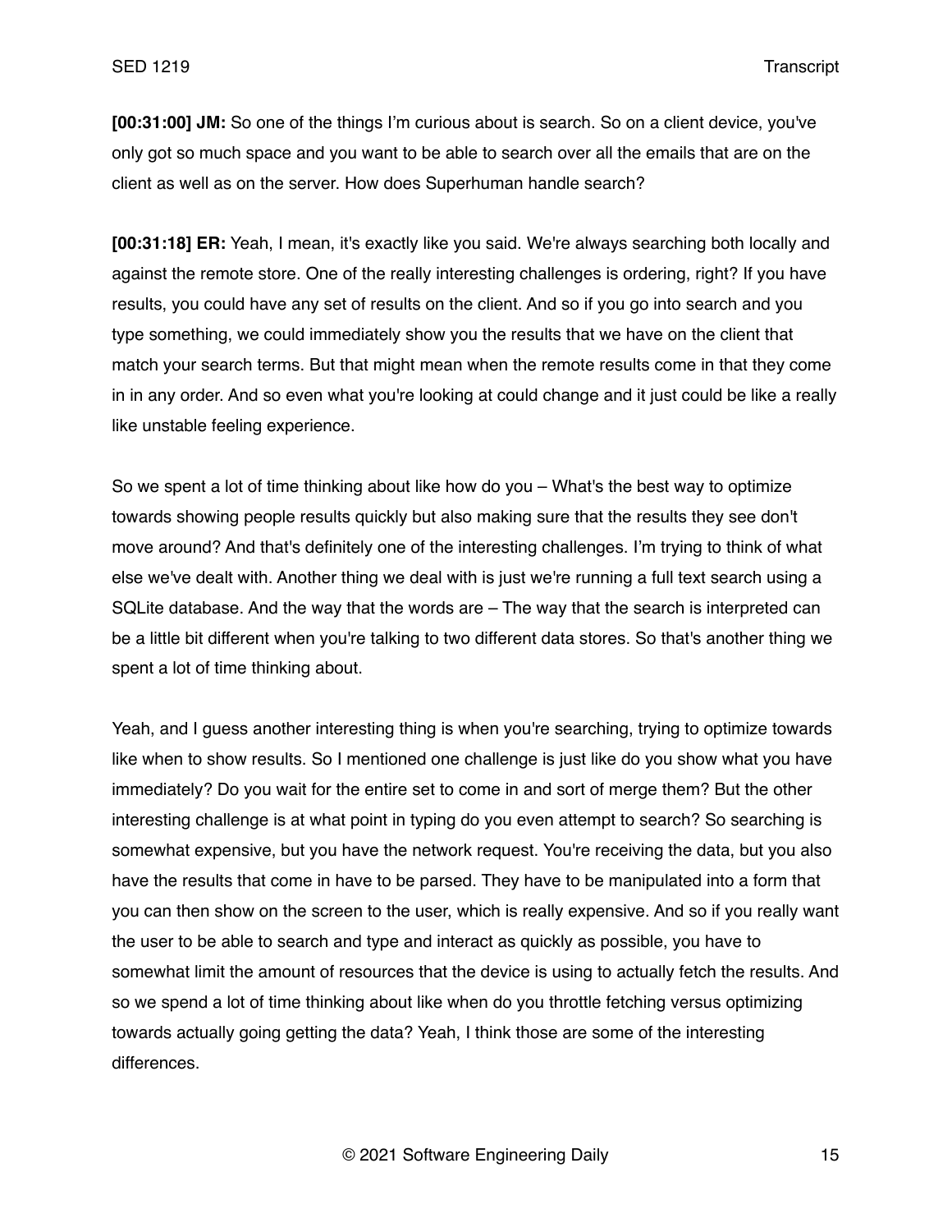**[00:31:00] JM:** So one of the things I'm curious about is search. So on a client device, you've only got so much space and you want to be able to search over all the emails that are on the client as well as on the server. How does Superhuman handle search?

**[00:31:18] ER:** Yeah, I mean, it's exactly like you said. We're always searching both locally and against the remote store. One of the really interesting challenges is ordering, right? If you have results, you could have any set of results on the client. And so if you go into search and you type something, we could immediately show you the results that we have on the client that match your search terms. But that might mean when the remote results come in that they come in in any order. And so even what you're looking at could change and it just could be like a really like unstable feeling experience.

So we spent a lot of time thinking about like how do you – What's the best way to optimize towards showing people results quickly but also making sure that the results they see don't move around? And that's definitely one of the interesting challenges. I'm trying to think of what else we've dealt with. Another thing we deal with is just we're running a full text search using a SQLite database. And the way that the words are – The way that the search is interpreted can be a little bit different when you're talking to two different data stores. So that's another thing we spent a lot of time thinking about.

Yeah, and I guess another interesting thing is when you're searching, trying to optimize towards like when to show results. So I mentioned one challenge is just like do you show what you have immediately? Do you wait for the entire set to come in and sort of merge them? But the other interesting challenge is at what point in typing do you even attempt to search? So searching is somewhat expensive, but you have the network request. You're receiving the data, but you also have the results that come in have to be parsed. They have to be manipulated into a form that you can then show on the screen to the user, which is really expensive. And so if you really want the user to be able to search and type and interact as quickly as possible, you have to somewhat limit the amount of resources that the device is using to actually fetch the results. And so we spend a lot of time thinking about like when do you throttle fetching versus optimizing towards actually going getting the data? Yeah, I think those are some of the interesting differences.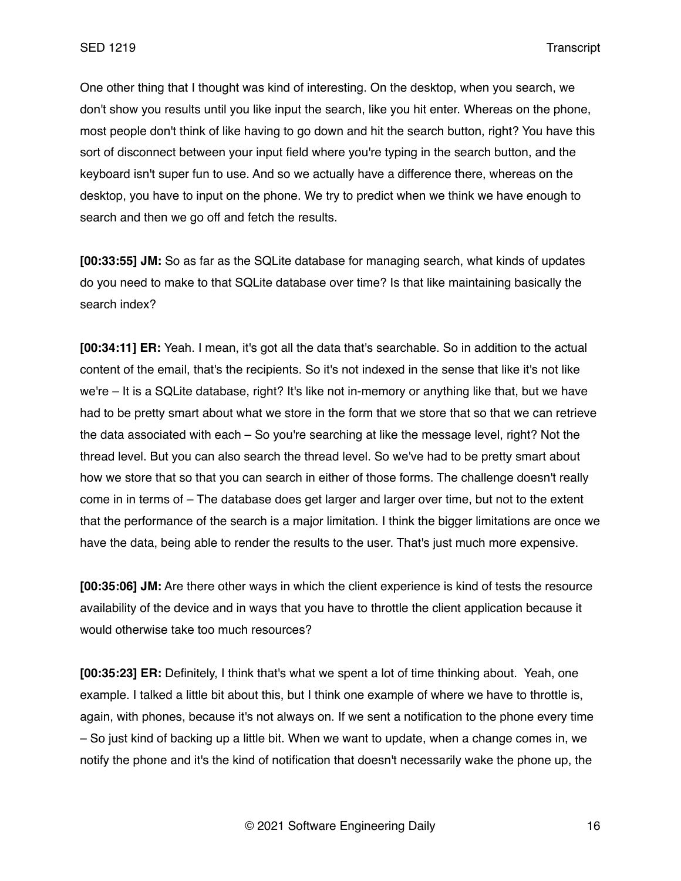One other thing that I thought was kind of interesting. On the desktop, when you search, we don't show you results until you like input the search, like you hit enter. Whereas on the phone, most people don't think of like having to go down and hit the search button, right? You have this sort of disconnect between your input field where you're typing in the search button, and the keyboard isn't super fun to use. And so we actually have a difference there, whereas on the desktop, you have to input on the phone. We try to predict when we think we have enough to search and then we go off and fetch the results.

**[00:33:55] JM:** So as far as the SQLite database for managing search, what kinds of updates do you need to make to that SQLite database over time? Is that like maintaining basically the search index?

**[00:34:11] ER:** Yeah. I mean, it's got all the data that's searchable. So in addition to the actual content of the email, that's the recipients. So it's not indexed in the sense that like it's not like we're – It is a SQLite database, right? It's like not in-memory or anything like that, but we have had to be pretty smart about what we store in the form that we store that so that we can retrieve the data associated with each – So you're searching at like the message level, right? Not the thread level. But you can also search the thread level. So we've had to be pretty smart about how we store that so that you can search in either of those forms. The challenge doesn't really come in in terms of – The database does get larger and larger over time, but not to the extent that the performance of the search is a major limitation. I think the bigger limitations are once we have the data, being able to render the results to the user. That's just much more expensive.

**[00:35:06] JM:** Are there other ways in which the client experience is kind of tests the resource availability of the device and in ways that you have to throttle the client application because it would otherwise take too much resources?

**[00:35:23] ER:** Definitely, I think that's what we spent a lot of time thinking about. Yeah, one example. I talked a little bit about this, but I think one example of where we have to throttle is, again, with phones, because it's not always on. If we sent a notification to the phone every time – So just kind of backing up a little bit. When we want to update, when a change comes in, we notify the phone and it's the kind of notification that doesn't necessarily wake the phone up, the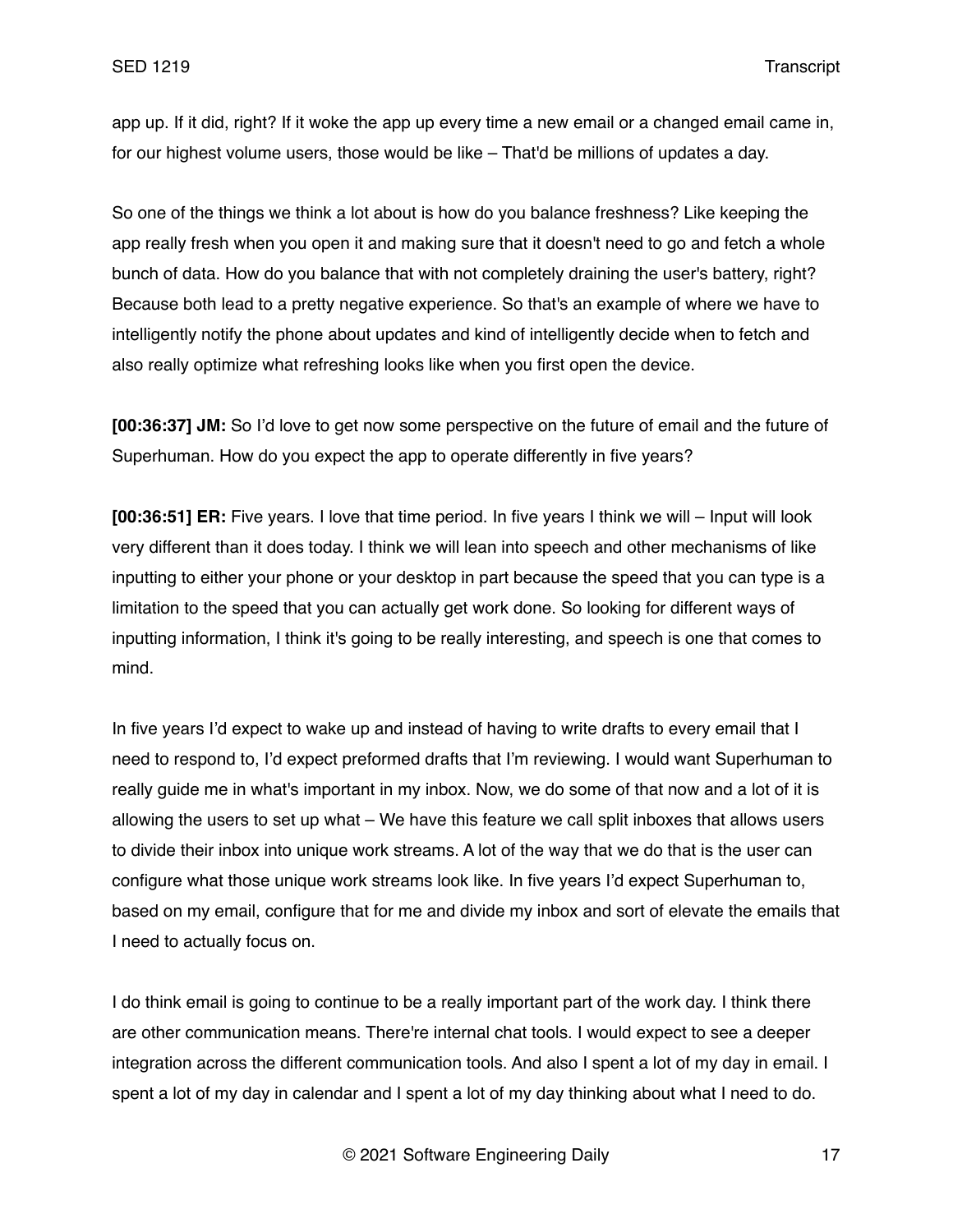app up. If it did, right? If it woke the app up every time a new email or a changed email came in, for our highest volume users, those would be like – That'd be millions of updates a day.

So one of the things we think a lot about is how do you balance freshness? Like keeping the app really fresh when you open it and making sure that it doesn't need to go and fetch a whole bunch of data. How do you balance that with not completely draining the user's battery, right? Because both lead to a pretty negative experience. So that's an example of where we have to intelligently notify the phone about updates and kind of intelligently decide when to fetch and also really optimize what refreshing looks like when you first open the device.

**[00:36:37] JM:** So I'd love to get now some perspective on the future of email and the future of Superhuman. How do you expect the app to operate differently in five years?

**[00:36:51] ER:** Five years. I love that time period. In five years I think we will – Input will look very different than it does today. I think we will lean into speech and other mechanisms of like inputting to either your phone or your desktop in part because the speed that you can type is a limitation to the speed that you can actually get work done. So looking for different ways of inputting information, I think it's going to be really interesting, and speech is one that comes to mind.

In five years I'd expect to wake up and instead of having to write drafts to every email that I need to respond to, I'd expect preformed drafts that I'm reviewing. I would want Superhuman to really guide me in what's important in my inbox. Now, we do some of that now and a lot of it is allowing the users to set up what – We have this feature we call split inboxes that allows users to divide their inbox into unique work streams. A lot of the way that we do that is the user can configure what those unique work streams look like. In five years I'd expect Superhuman to, based on my email, configure that for me and divide my inbox and sort of elevate the emails that I need to actually focus on.

I do think email is going to continue to be a really important part of the work day. I think there are other communication means. There're internal chat tools. I would expect to see a deeper integration across the different communication tools. And also I spent a lot of my day in email. I spent a lot of my day in calendar and I spent a lot of my day thinking about what I need to do.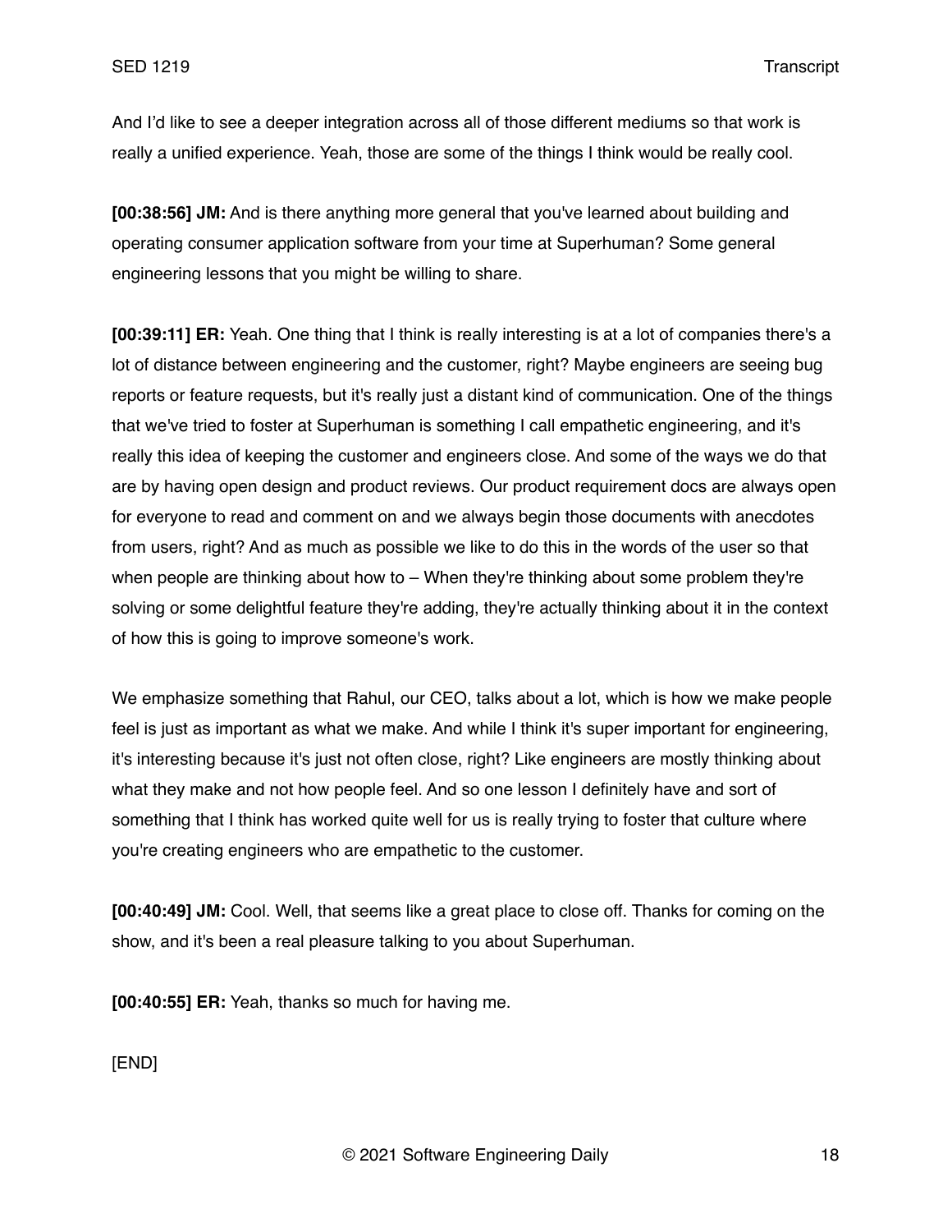And I’d like to see a deeper integration across all of those different mediums so that work is really a unified experience. Yeah, those are some of the things I think would be really cool.

**[00:38:56] JM:** And is there anything more general that you've learned about building and operating consumer application software from your time at Superhuman? Some general engineering lessons that you might be willing to share.

**[00:39:11] ER:** Yeah. One thing that I think is really interesting is at a lot of companies there's a lot of distance between engineering and the customer, right? Maybe engineers are seeing bug reports or feature requests, but it's really just a distant kind of communication. One of the things that we've tried to foster at Superhuman is something I call empathetic engineering, and it's really this idea of keeping the customer and engineers close. And some of the ways we do that are by having open design and product reviews. Our product requirement docs are always open for everyone to read and comment on and we always begin those documents with anecdotes from users, right? And as much as possible we like to do this in the words of the user so that when people are thinking about how to – When they're thinking about some problem they're solving or some delightful feature they're adding, they're actually thinking about it in the context of how this is going to improve someone's work.

We emphasize something that Rahul, our CEO, talks about a lot, which is how we make people feel is just as important as what we make. And while I think it's super important for engineering, it's interesting because it's just not often close, right? Like engineers are mostly thinking about what they make and not how people feel. And so one lesson I definitely have and sort of something that I think has worked quite well for us is really trying to foster that culture where you're creating engineers who are empathetic to the customer.

**[00:40:49] JM:** Cool. Well, that seems like a great place to close off. Thanks for coming on the show, and it's been a real pleasure talking to you about Superhuman.

**[00:40:55] ER:** Yeah, thanks so much for having me.

[END]